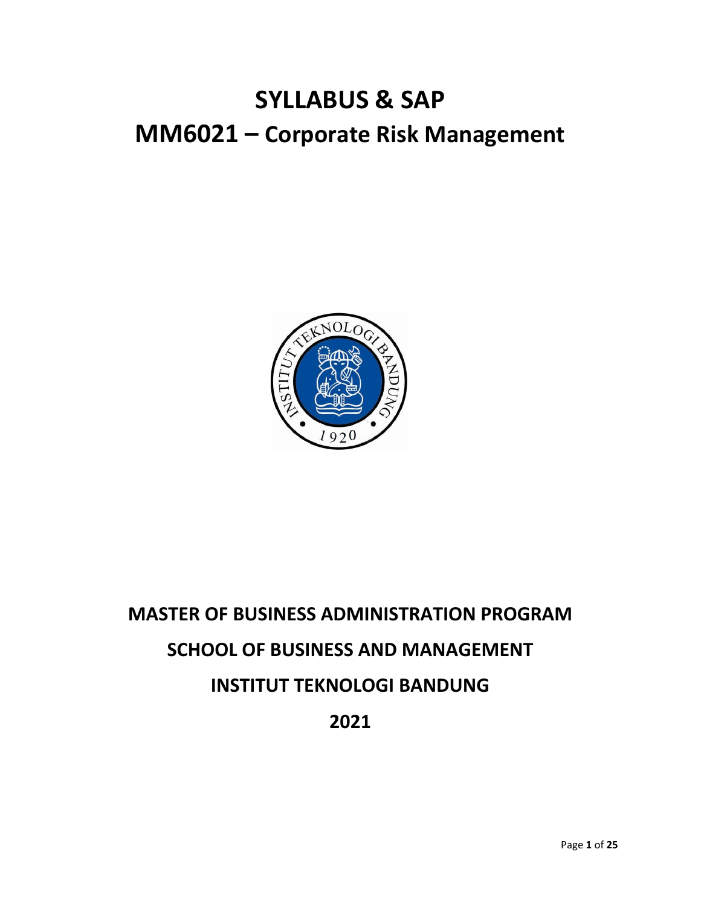# SYLLABUS & SAP

# MM6021 – Corporate Risk Management

## MASTER OF BUSINESS ADMINISTRATION PROGRAM

## SCHOOL OF BUSINESS AND MANAGEMENT

## INSTITUT TEKNOLOGI BANDUNG

## 2021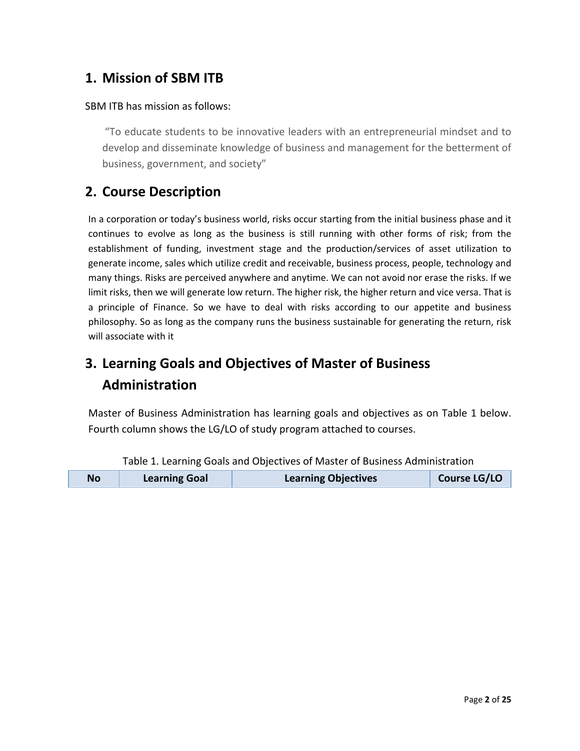## 1. Mission of SBM ITB

SBM ITB has mission as follows:

> "To educate students to be innovative leaders with an entrepreneurial mindset and to develop and disseminate knowledge of business and management for the betterment of business, government, and society"

## 2. Course Description

In a corporation or today's business world, risks occur starting from the initial business phase and it continues to evolve as long as the business is still running with other forms of risk; from the establishment of funding, investment stage and the production/services of asset utilization to generate income, sales which utilize credit and receivable, business process, people, technology and many things. Risks are perceived anywhere and anytime. We can not avoid nor erase the risks. If we limit risks, then we will generate low return. The higher risk, the higher return and vice versa. That is a principle of Finance. So we have to deal with risks according to our appetite and business philosophy. So as long as the company runs the business sustainable for generating the return, risk will associate with it

## 3. Learning Goals and Objectives of Master of Business Administration

Master of Business Administration has learning goals and objectives as on Table 1 below. Fourth column shows the LG/LO of study program attached to courses.

Table 1. Learning Goals and Objectives of Master of Business Administration

| No | Learning Goal | Learning Objectives | Course LG/LO |
|---|---|---|---|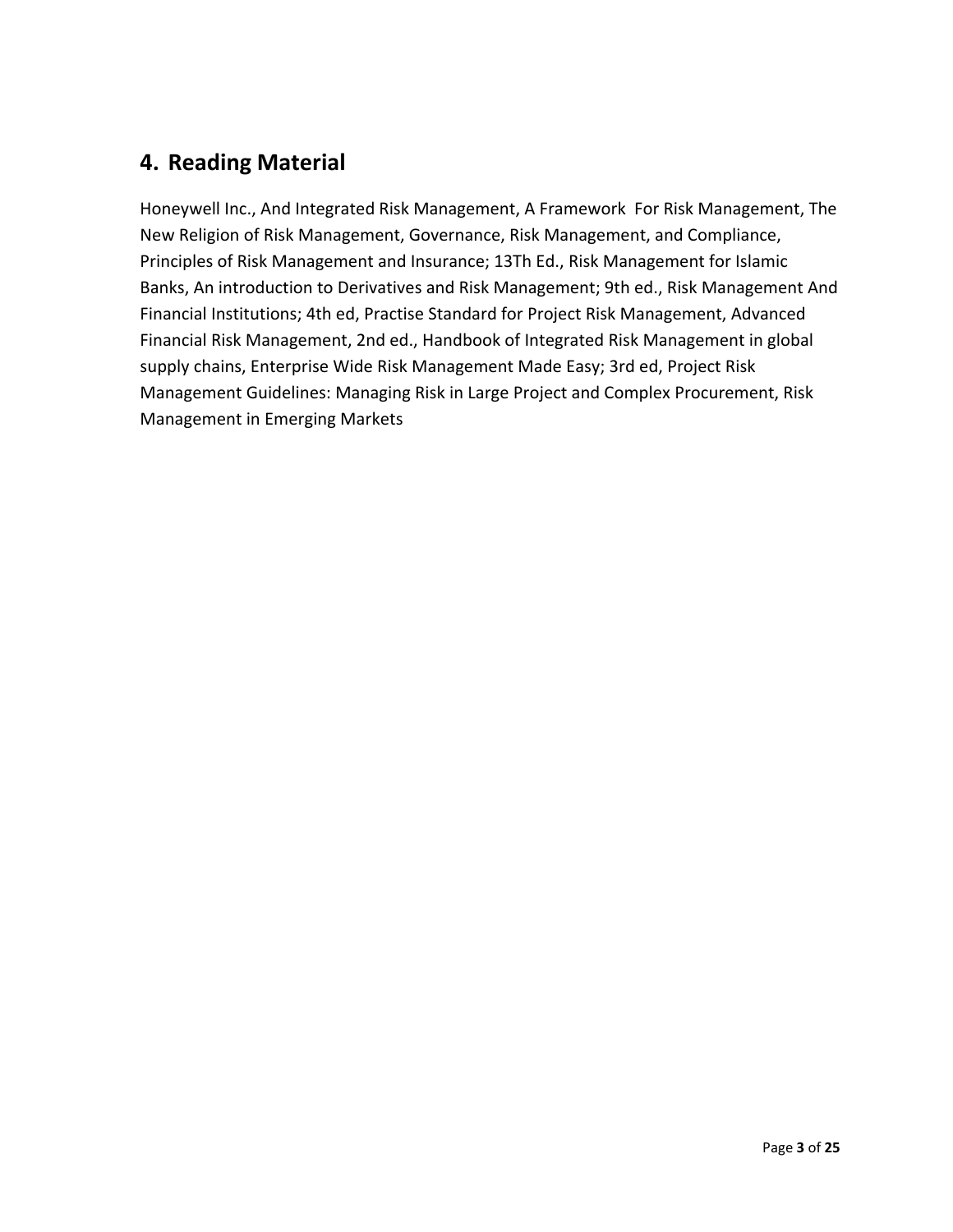## 4. Reading Material

Honeywell Inc., And Integrated Risk Management, A Framework For Risk Management, The New Religion of Risk Management, Governance, Risk Management, and Compliance, Principles of Risk Management and Insurance; 13Th Ed., Risk Management for Islamic Banks, An introduction to Derivatives and Risk Management; 9th ed., Risk Management And Financial Institutions; 4th ed, Practise Standard for Project Risk Management, Advanced Financial Risk Management, 2nd ed., Handbook of Integrated Risk Management in global supply chains, Enterprise Wide Risk Management Made Easy; 3rd ed, Project Risk Management Guidelines: Managing Risk in Large Project and Complex Procurement, Risk Management in Emerging Markets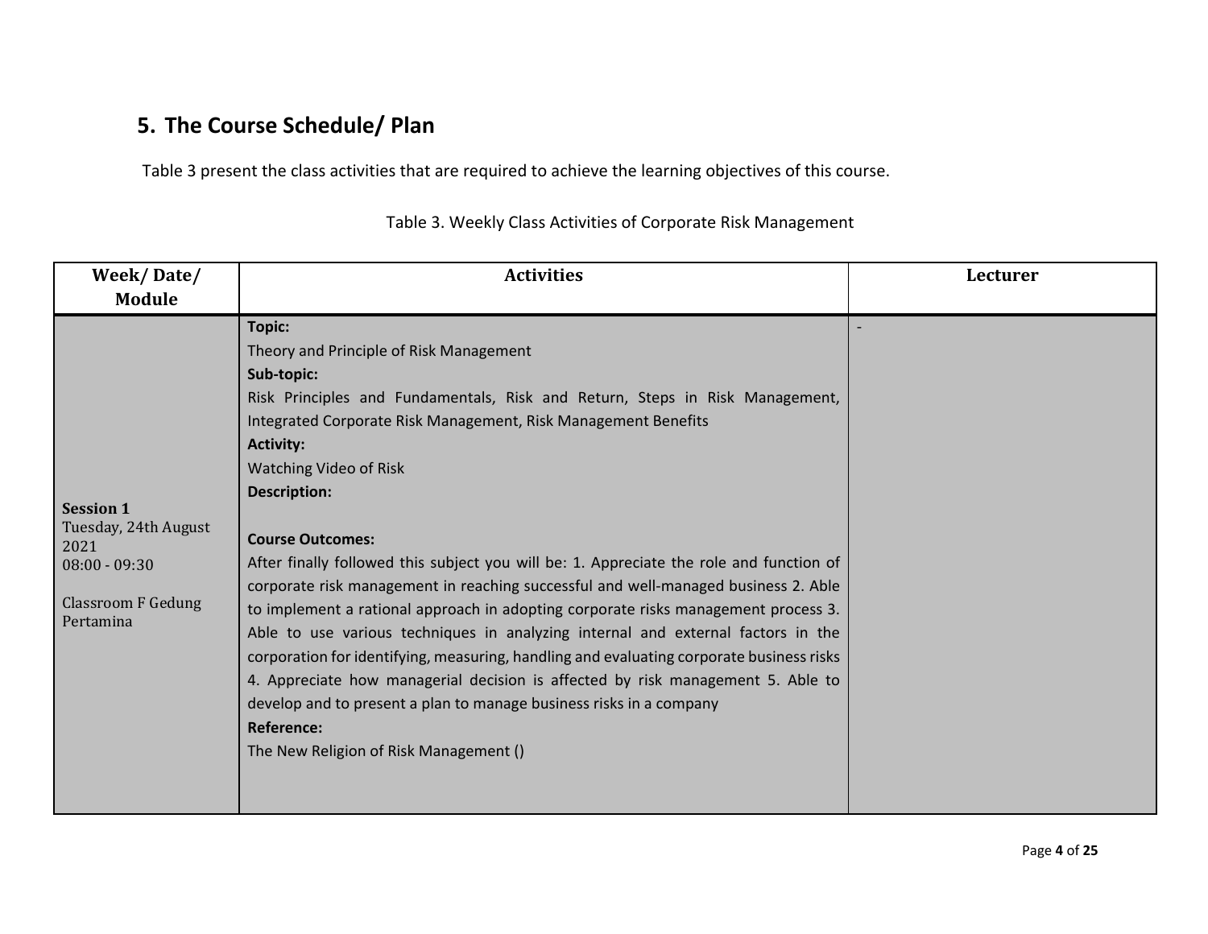## 5. The Course Schedule/ Plan

Table 3 present the class activities that are required to achieve the learning objectives of this course.

Table 3. Weekly Class Activities of Corporate Risk Management

| Week/ Date/ Module | Activities | Lecturer |
|---|---|---|
| **Session 1**<br>Tuesday, 24th August 2021<br>08:00 - 09:30<br><br>Classroom F Gedung Pertamina | **Topic:**<br>Theory and Principle of Risk Management<br>**Sub-topic:**<br>Risk Principles and Fundamentals, Risk and Return, Steps in Risk Management, Integrated Corporate Risk Management, Risk Management Benefits<br>**Activity:**<br>Watching Video of Risk<br>**Description:**<br><br>**Course Outcomes:**<br>After finally followed this subject you will be: 1. Appreciate the role and function of corporate risk management in reaching successful and well-managed business 2. Able to implement a rational approach in adopting corporate risks management process 3. Able to use various techniques in analyzing internal and external factors in the corporation for identifying, measuring, handling and evaluating corporate business risks 4. Appreciate how managerial decision is affected by risk management 5. Able to develop and to present a plan to manage business risks in a company<br>**Reference:**<br>The New Religion of Risk Management () | - |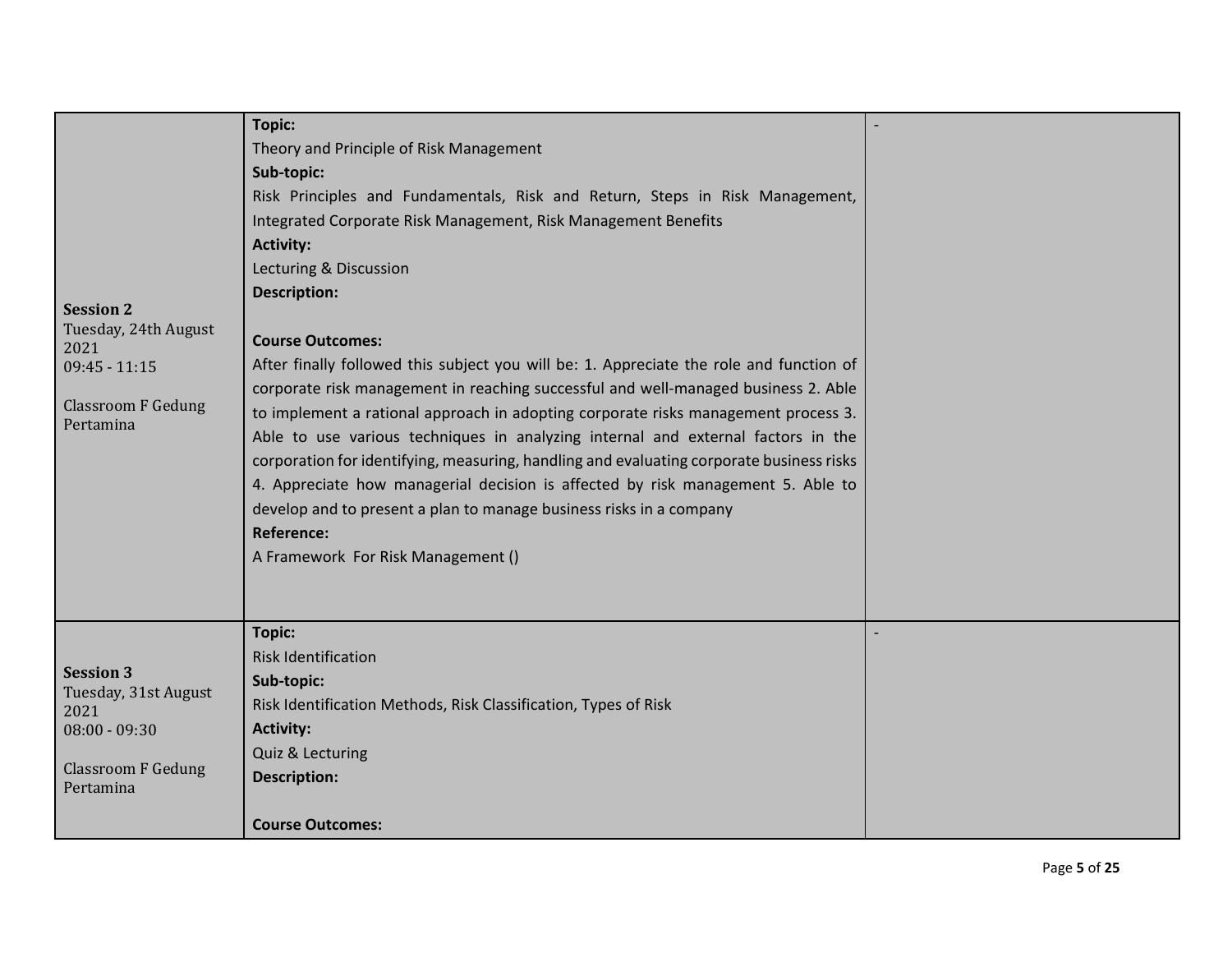| | | |
|---|---|---|
| **Session 2**<br>Tuesday, 24th August 2021<br>09:45 - 11:15<br><br>Classroom F Gedung Pertamina | **Topic:**<br>Theory and Principle of Risk Management<br>**Sub-topic:**<br>Risk Principles and Fundamentals, Risk and Return, Steps in Risk Management, Integrated Corporate Risk Management, Risk Management Benefits<br>**Activity:**<br>Lecturing & Discussion<br>**Description:**<br><br>**Course Outcomes:**<br>After finally followed this subject you will be: 1. Appreciate the role and function of corporate risk management in reaching successful and well-managed business 2. Able to implement a rational approach in adopting corporate risks management process 3. Able to use various techniques in analyzing internal and external factors in the corporation for identifying, measuring, handling and evaluating corporate business risks 4. Appreciate how managerial decision is affected by risk management 5. Able to develop and to present a plan to manage business risks in a company<br>**Reference:**<br>A Framework For Risk Management () | - |
| **Session 3**<br>Tuesday, 31st August 2021<br>08:00 - 09:30<br><br>Classroom F Gedung Pertamina | **Topic:**<br>Risk Identification<br>**Sub-topic:**<br>Risk Identification Methods, Risk Classification, Types of Risk<br>**Activity:**<br>Quiz & Lecturing<br>**Description:**<br><br>**Course Outcomes:** | - |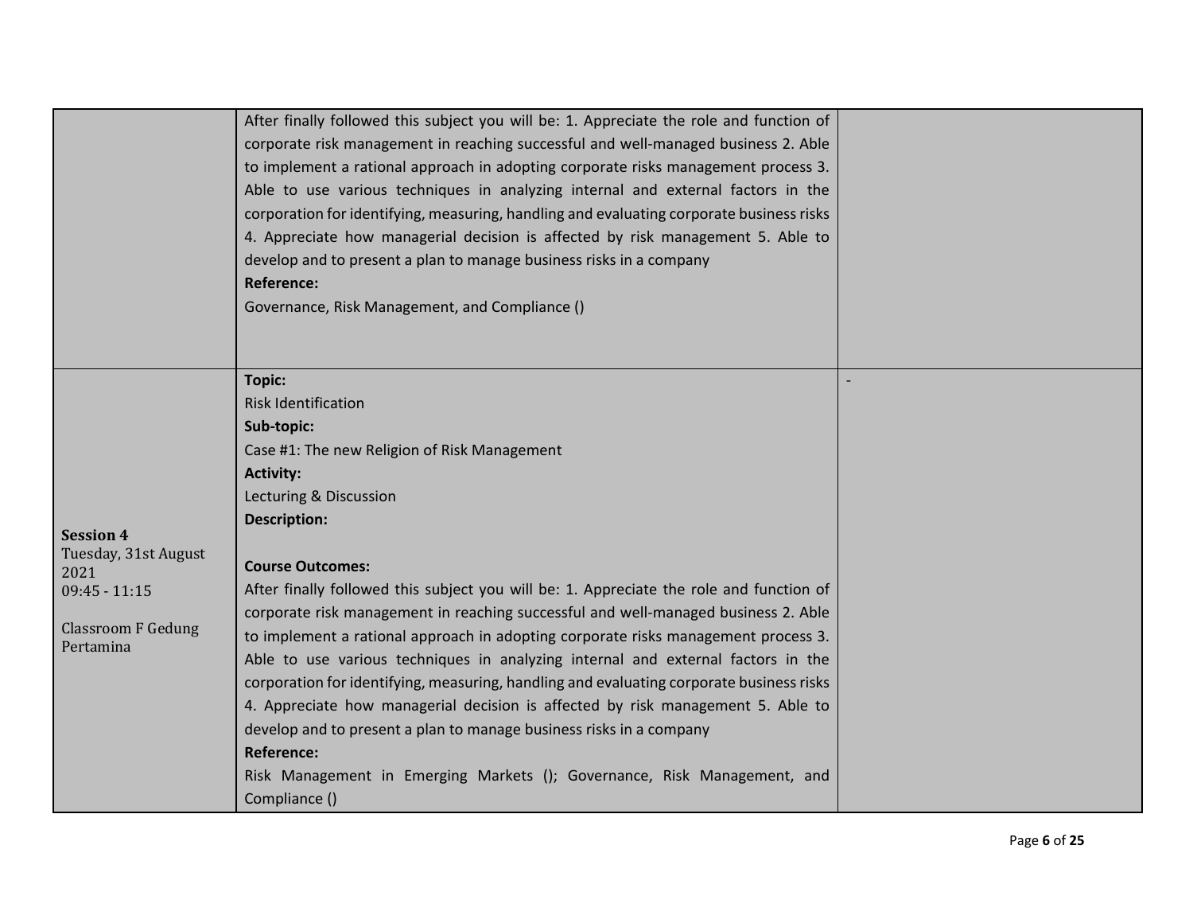| | | |
|---|---|---|
| | After finally followed this subject you will be: 1. Appreciate the role and function of corporate risk management in reaching successful and well-managed business 2. Able to implement a rational approach in adopting corporate risks management process 3. Able to use various techniques in analyzing internal and external factors in the corporation for identifying, measuring, handling and evaluating corporate business risks 4. Appreciate how managerial decision is affected by risk management 5. Able to develop and to present a plan to manage business risks in a company<br>**Reference:**<br>Governance, Risk Management, and Compliance () | |
| **Session 4**<br>Tuesday, 31st August 2021<br>09:45 - 11:15<br><br>Classroom F Gedung Pertamina | **Topic:**<br>Risk Identification<br>**Sub-topic:**<br>Case #1: The new Religion of Risk Management<br>**Activity:**<br>Lecturing & Discussion<br>**Description:**<br><br>**Course Outcomes:**<br>After finally followed this subject you will be: 1. Appreciate the role and function of corporate risk management in reaching successful and well-managed business 2. Able to implement a rational approach in adopting corporate risks management process 3. Able to use various techniques in analyzing internal and external factors in the corporation for identifying, measuring, handling and evaluating corporate business risks 4. Appreciate how managerial decision is affected by risk management 5. Able to develop and to present a plan to manage business risks in a company<br>**Reference:**<br>Risk Management in Emerging Markets (); Governance, Risk Management, and Compliance () | - |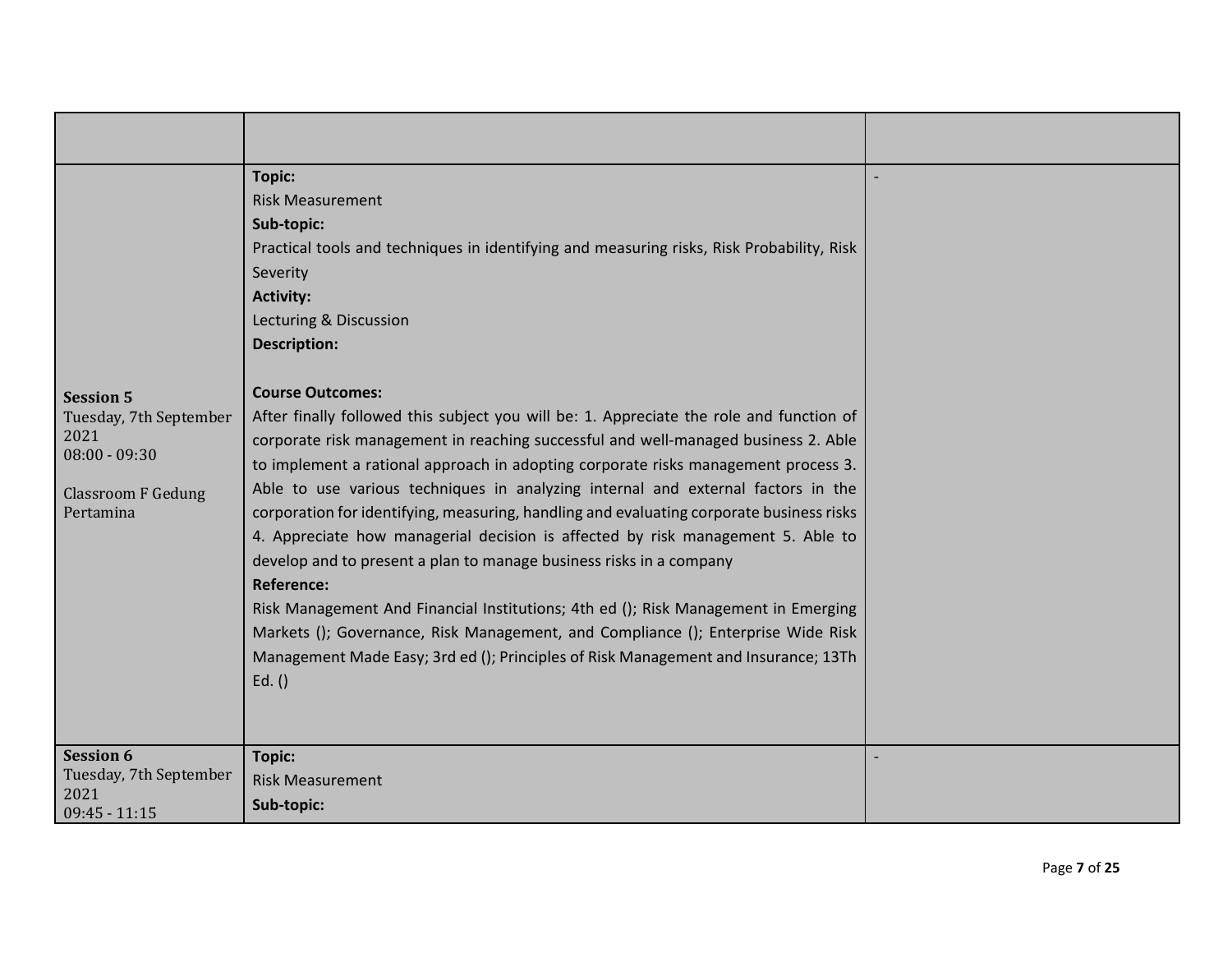| | | |
|---|---|---|
| **Session 5**<br>Tuesday, 7th September 2021<br>08:00 - 09:30<br><br>Classroom F Gedung Pertamina | **Topic:**<br>Risk Measurement<br>**Sub-topic:**<br>Practical tools and techniques in identifying and measuring risks, Risk Probability, Risk Severity<br>**Activity:**<br>Lecturing & Discussion<br>**Description:**<br><br>**Course Outcomes:**<br>After finally followed this subject you will be: 1. Appreciate the role and function of corporate risk management in reaching successful and well-managed business 2. Able to implement a rational approach in adopting corporate risks management process 3. Able to use various techniques in analyzing internal and external factors in the corporation for identifying, measuring, handling and evaluating corporate business risks 4. Appreciate how managerial decision is affected by risk management 5. Able to develop and to present a plan to manage business risks in a company<br>**Reference:**<br>Risk Management And Financial Institutions; 4th ed (); Risk Management in Emerging Markets (); Governance, Risk Management, and Compliance (); Enterprise Wide Risk Management Made Easy; 3rd ed (); Principles of Risk Management and Insurance; 13Th Ed. () | - |
| **Session 6**<br>Tuesday, 7th September 2021<br>09:45 - 11:15 | **Topic:**<br>Risk Measurement<br>**Sub-topic:** | - |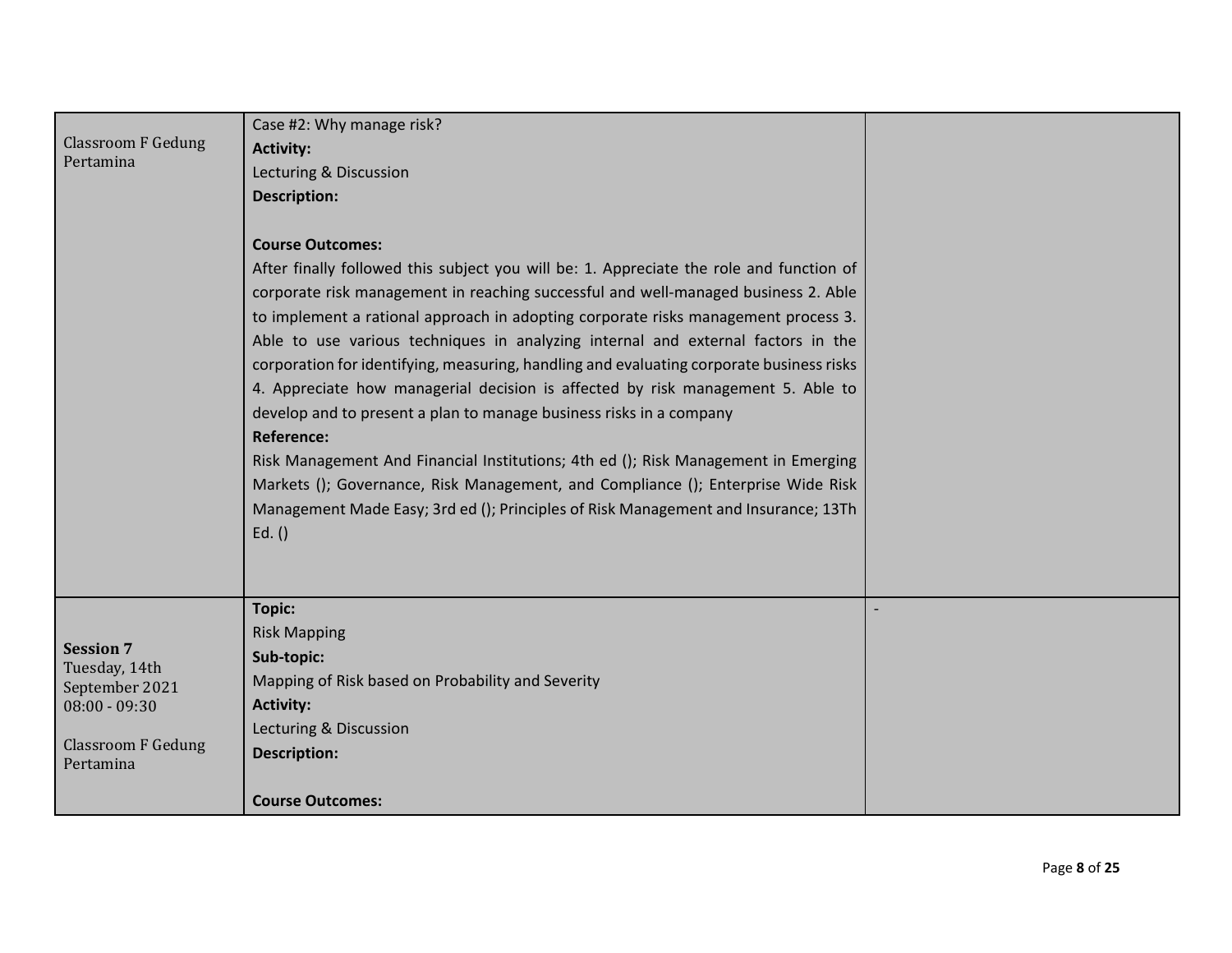| | | |
|---|---|---|
| Classroom F Gedung Pertamina | Case #2: Why manage risk?<br>**Activity:**<br>Lecturing & Discussion<br>**Description:**<br><br>**Course Outcomes:**<br>After finally followed this subject you will be: 1. Appreciate the role and function of corporate risk management in reaching successful and well-managed business 2. Able to implement a rational approach in adopting corporate risks management process 3. Able to use various techniques in analyzing internal and external factors in the corporation for identifying, measuring, handling and evaluating corporate business risks 4. Appreciate how managerial decision is affected by risk management 5. Able to develop and to present a plan to manage business risks in a company<br>**Reference:**<br>Risk Management And Financial Institutions; 4th ed (); Risk Management in Emerging Markets (); Governance, Risk Management, and Compliance (); Enterprise Wide Risk Management Made Easy; 3rd ed (); Principles of Risk Management and Insurance; 13Th Ed. () | |
| **Session 7**<br>Tuesday, 14th September 2021<br>08:00 - 09:30<br><br>Classroom F Gedung Pertamina | **Topic:**<br>Risk Mapping<br>**Sub-topic:**<br>Mapping of Risk based on Probability and Severity<br>**Activity:**<br>Lecturing & Discussion<br>**Description:**<br><br>**Course Outcomes:** | - |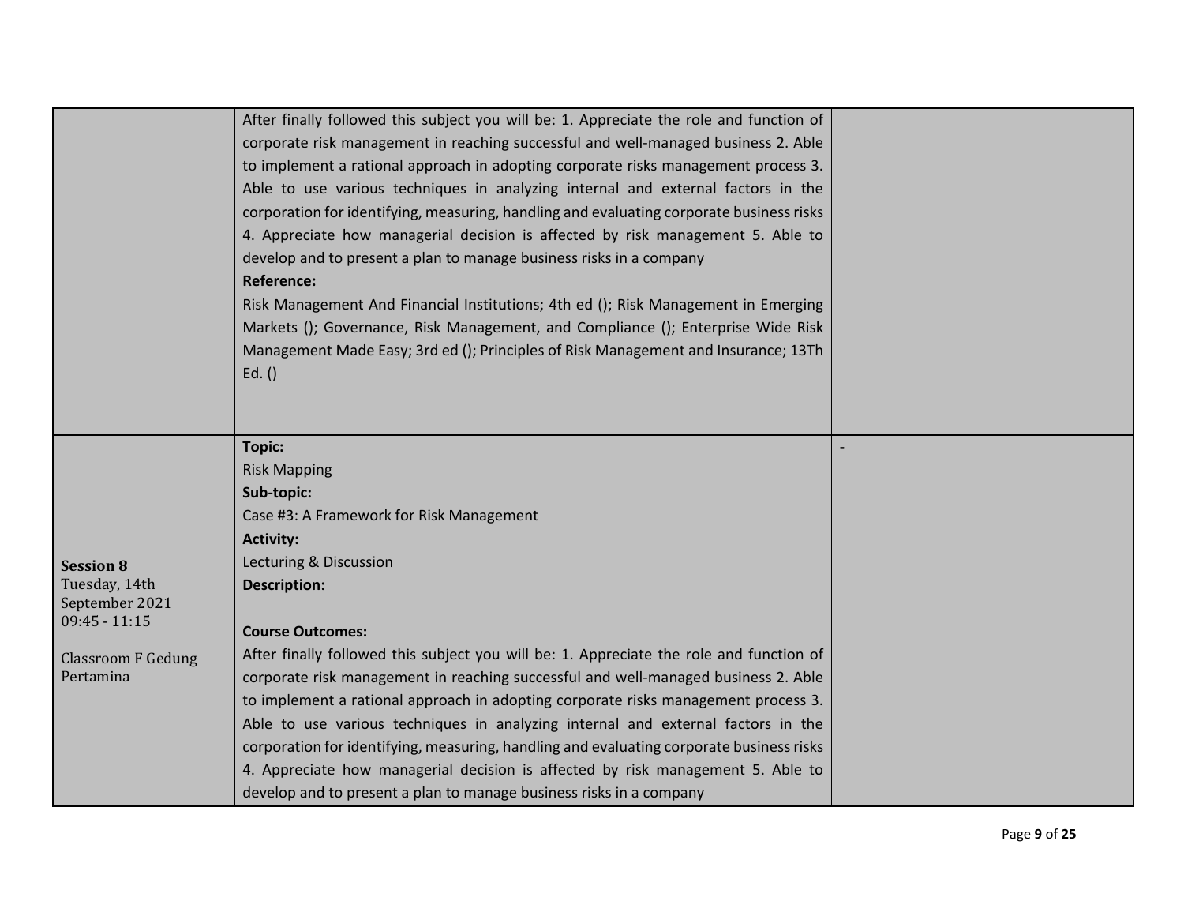| | | |
|---|---|---|
| | After finally followed this subject you will be: 1. Appreciate the role and function of corporate risk management in reaching successful and well-managed business 2. Able to implement a rational approach in adopting corporate risks management process 3. Able to use various techniques in analyzing internal and external factors in the corporation for identifying, measuring, handling and evaluating corporate business risks 4. Appreciate how managerial decision is affected by risk management 5. Able to develop and to present a plan to manage business risks in a company<br>**Reference:**<br>Risk Management And Financial Institutions; 4th ed (); Risk Management in Emerging Markets (); Governance, Risk Management, and Compliance (); Enterprise Wide Risk Management Made Easy; 3rd ed (); Principles of Risk Management and Insurance; 13Th Ed. () | |
| **Session 8**<br>Tuesday, 14th September 2021<br>09:45 - 11:15<br><br>Classroom F Gedung Pertamina | **Topic:**<br>Risk Mapping<br>**Sub-topic:**<br>Case #3: A Framework for Risk Management<br>**Activity:**<br>Lecturing & Discussion<br>**Description:**<br><br>**Course Outcomes:**<br>After finally followed this subject you will be: 1. Appreciate the role and function of corporate risk management in reaching successful and well-managed business 2. Able to implement a rational approach in adopting corporate risks management process 3. Able to use various techniques in analyzing internal and external factors in the corporation for identifying, measuring, handling and evaluating corporate business risks 4. Appreciate how managerial decision is affected by risk management 5. Able to develop and to present a plan to manage business risks in a company | - |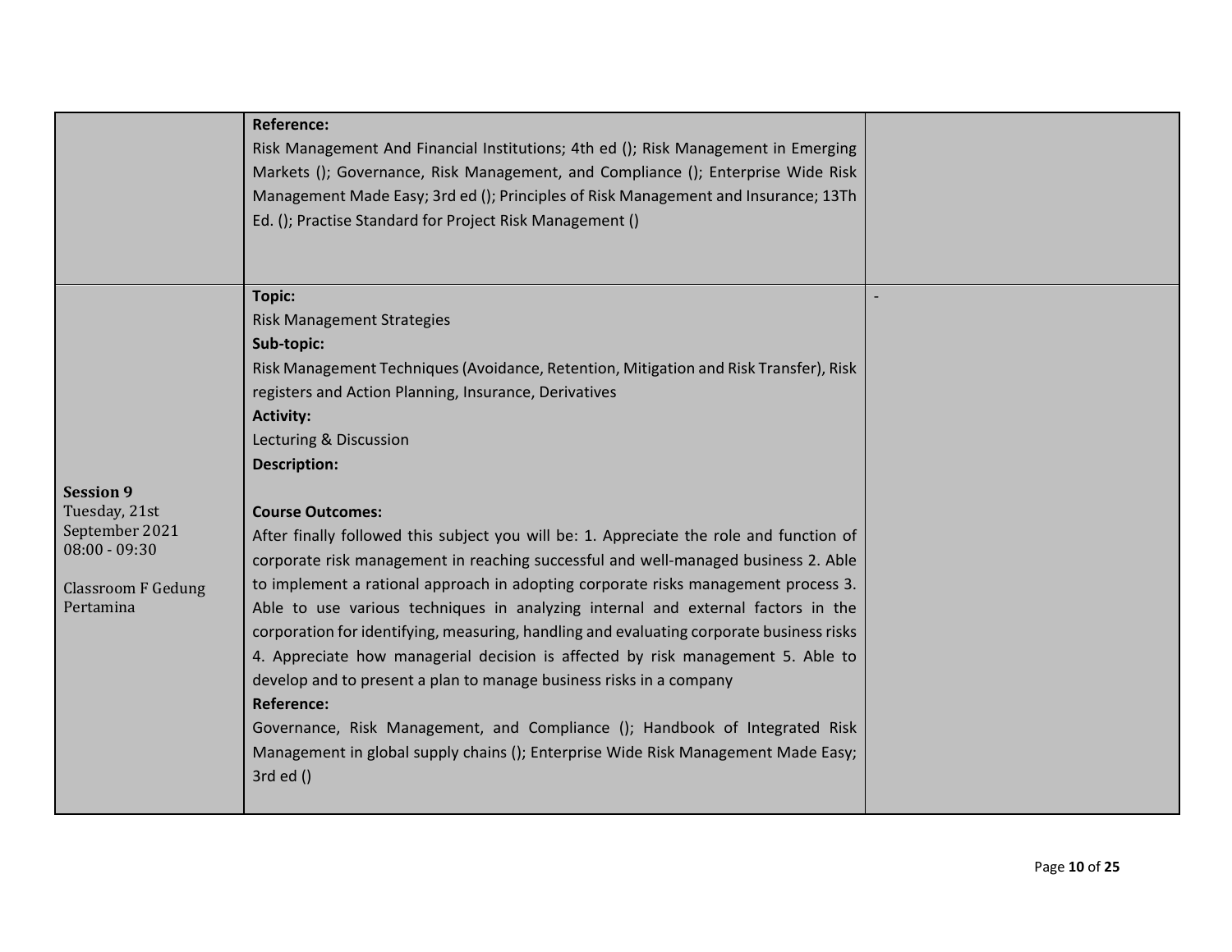| | | |
|---|---|---|
| | **Reference:**<br>Risk Management And Financial Institutions; 4th ed (); Risk Management in Emerging Markets (); Governance, Risk Management, and Compliance (); Enterprise Wide Risk Management Made Easy; 3rd ed (); Principles of Risk Management and Insurance; 13Th Ed. (); Practise Standard for Project Risk Management () | |
| **Session 9**<br>Tuesday, 21st September 2021<br>08:00 - 09:30<br><br>Classroom F Gedung Pertamina | **Topic:**<br>Risk Management Strategies<br>**Sub-topic:**<br>Risk Management Techniques (Avoidance, Retention, Mitigation and Risk Transfer), Risk registers and Action Planning, Insurance, Derivatives<br>**Activity:**<br>Lecturing & Discussion<br>**Description:**<br><br>**Course Outcomes:**<br>After finally followed this subject you will be: 1. Appreciate the role and function of corporate risk management in reaching successful and well-managed business 2. Able to implement a rational approach in adopting corporate risks management process 3. Able to use various techniques in analyzing internal and external factors in the corporation for identifying, measuring, handling and evaluating corporate business risks 4. Appreciate how managerial decision is affected by risk management 5. Able to develop and to present a plan to manage business risks in a company<br>**Reference:**<br>Governance, Risk Management, and Compliance (); Handbook of Integrated Risk Management in global supply chains (); Enterprise Wide Risk Management Made Easy; 3rd ed () | - |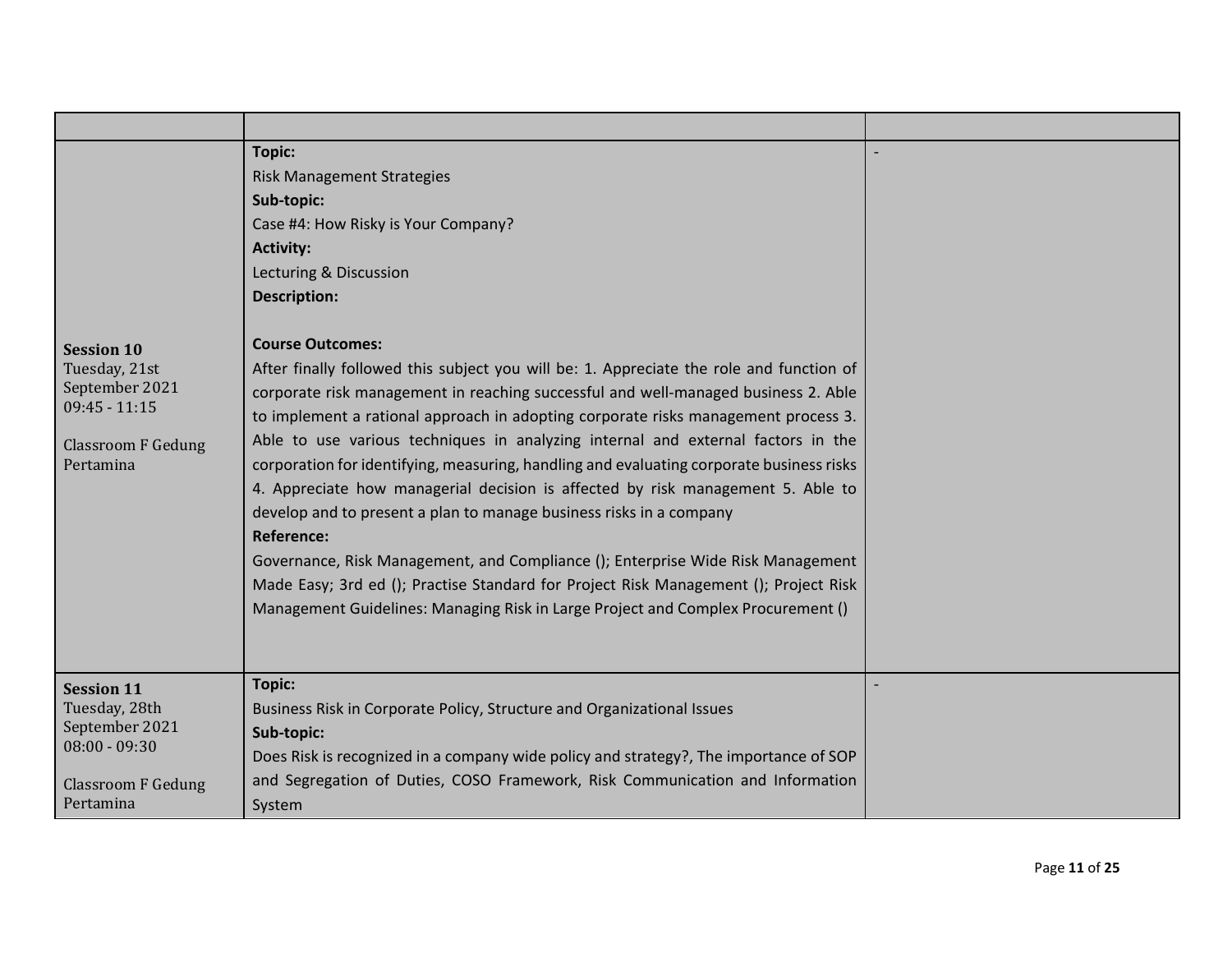| | | |
|---|---|---|
| **Session 10**<br>Tuesday, 21st September 2021<br>09:45 - 11:15<br><br>Classroom F Gedung Pertamina | **Topic:**<br>Risk Management Strategies<br>**Sub-topic:**<br>Case #4: How Risky is Your Company?<br>**Activity:**<br>Lecturing & Discussion<br>**Description:**<br><br>**Course Outcomes:**<br>After finally followed this subject you will be: 1. Appreciate the role and function of corporate risk management in reaching successful and well-managed business 2. Able to implement a rational approach in adopting corporate risks management process 3. Able to use various techniques in analyzing internal and external factors in the corporation for identifying, measuring, handling and evaluating corporate business risks 4. Appreciate how managerial decision is affected by risk management 5. Able to develop and to present a plan to manage business risks in a company<br>**Reference:**<br>Governance, Risk Management, and Compliance (); Enterprise Wide Risk Management Made Easy; 3rd ed (); Practise Standard for Project Risk Management (); Project Risk Management Guidelines: Managing Risk in Large Project and Complex Procurement () | - |
| **Session 11**<br>Tuesday, 28th September 2021<br>08:00 - 09:30<br><br>Classroom F Gedung Pertamina | **Topic:**<br>Business Risk in Corporate Policy, Structure and Organizational Issues<br>**Sub-topic:**<br>Does Risk is recognized in a company wide policy and strategy?, The importance of SOP and Segregation of Duties, COSO Framework, Risk Communication and Information System | - |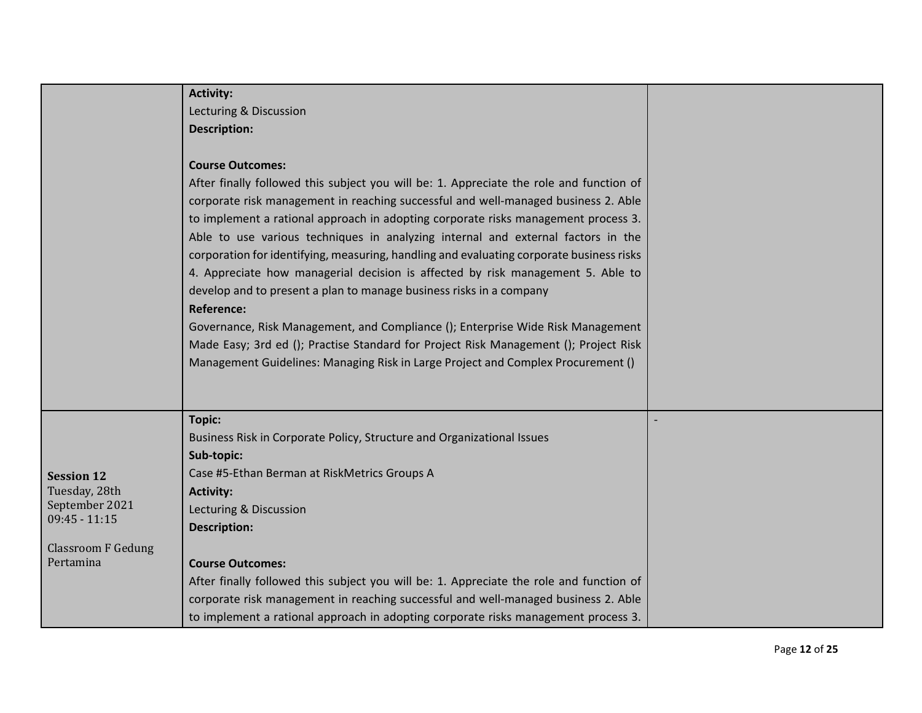| | | |
|---|---|---|
| | **Activity:**<br>Lecturing & Discussion<br>**Description:**<br><br>**Course Outcomes:**<br>After finally followed this subject you will be: 1. Appreciate the role and function of corporate risk management in reaching successful and well-managed business 2. Able to implement a rational approach in adopting corporate risks management process 3. Able to use various techniques in analyzing internal and external factors in the corporation for identifying, measuring, handling and evaluating corporate business risks 4. Appreciate how managerial decision is affected by risk management 5. Able to develop and to present a plan to manage business risks in a company<br>**Reference:**<br>Governance, Risk Management, and Compliance (); Enterprise Wide Risk Management Made Easy; 3rd ed (); Practise Standard for Project Risk Management (); Project Risk Management Guidelines: Managing Risk in Large Project and Complex Procurement () | |
| **Session 12**<br>Tuesday, 28th September 2021<br>09:45 - 11:15<br><br>Classroom F Gedung Pertamina | **Topic:**<br>Business Risk in Corporate Policy, Structure and Organizational Issues<br>**Sub-topic:**<br>Case #5-Ethan Berman at RiskMetrics Groups A<br>**Activity:**<br>Lecturing & Discussion<br>**Description:**<br><br>**Course Outcomes:**<br>After finally followed this subject you will be: 1. Appreciate the role and function of corporate risk management in reaching successful and well-managed business 2. Able to implement a rational approach in adopting corporate risks management process 3. | - |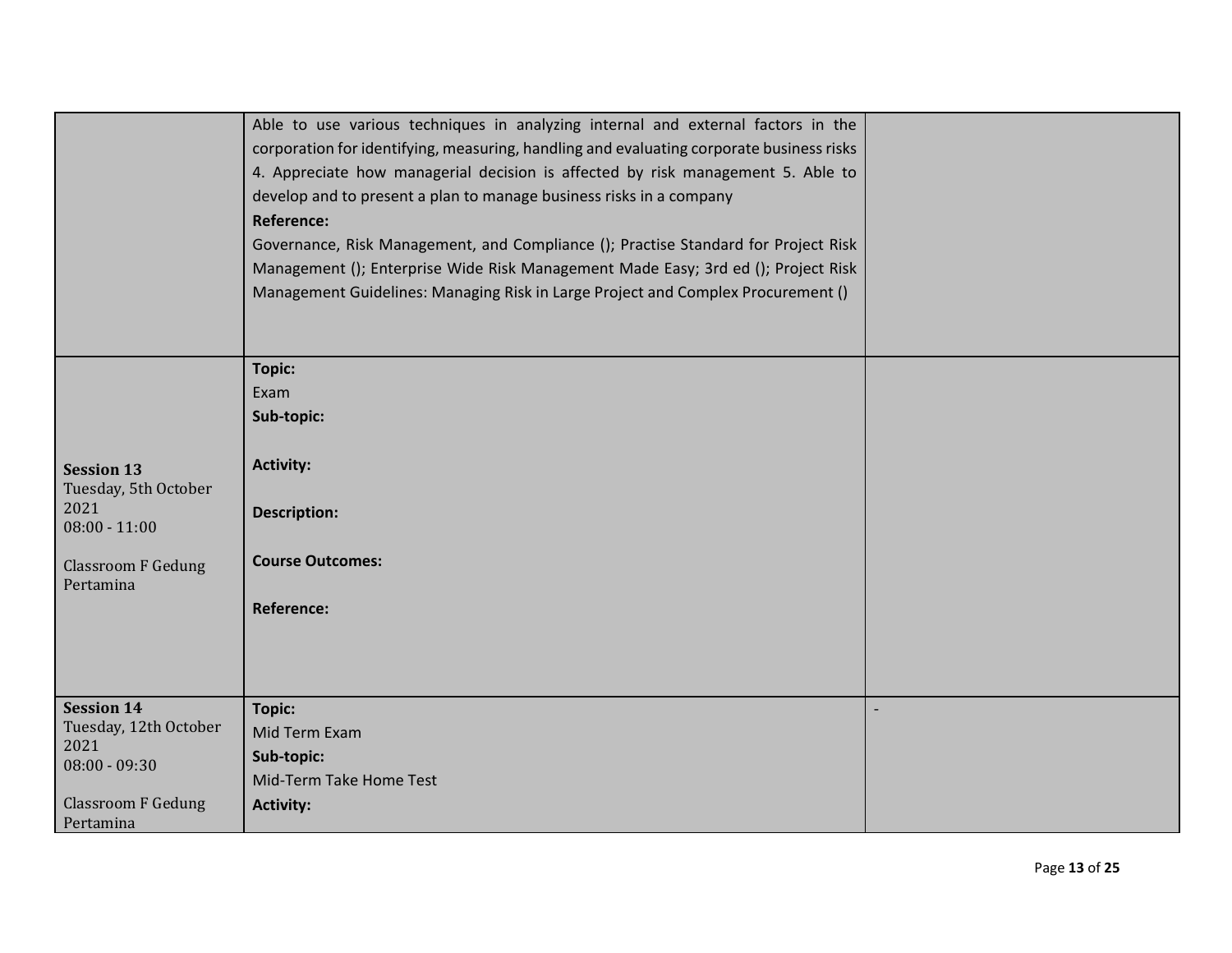| | | |
|---|---|---|
| | Able to use various techniques in analyzing internal and external factors in the corporation for identifying, measuring, handling and evaluating corporate business risks 4. Appreciate how managerial decision is affected by risk management 5. Able to develop and to present a plan to manage business risks in a company<br>**Reference:**<br>Governance, Risk Management, and Compliance (); Practise Standard for Project Risk Management (); Enterprise Wide Risk Management Made Easy; 3rd ed (); Project Risk Management Guidelines: Managing Risk in Large Project and Complex Procurement () | |
| **Session 13**<br>Tuesday, 5th October 2021<br>08:00 - 11:00<br><br>Classroom F Gedung Pertamina | **Topic:**<br>Exam<br>**Sub-topic:**<br><br>**Activity:**<br><br>**Description:**<br><br>**Course Outcomes:**<br><br>**Reference:** | |
| **Session 14**<br>Tuesday, 12th October 2021<br>08:00 - 09:30<br><br>Classroom F Gedung Pertamina | **Topic:**<br>Mid Term Exam<br>**Sub-topic:**<br>Mid-Term Take Home Test<br>**Activity:** | - |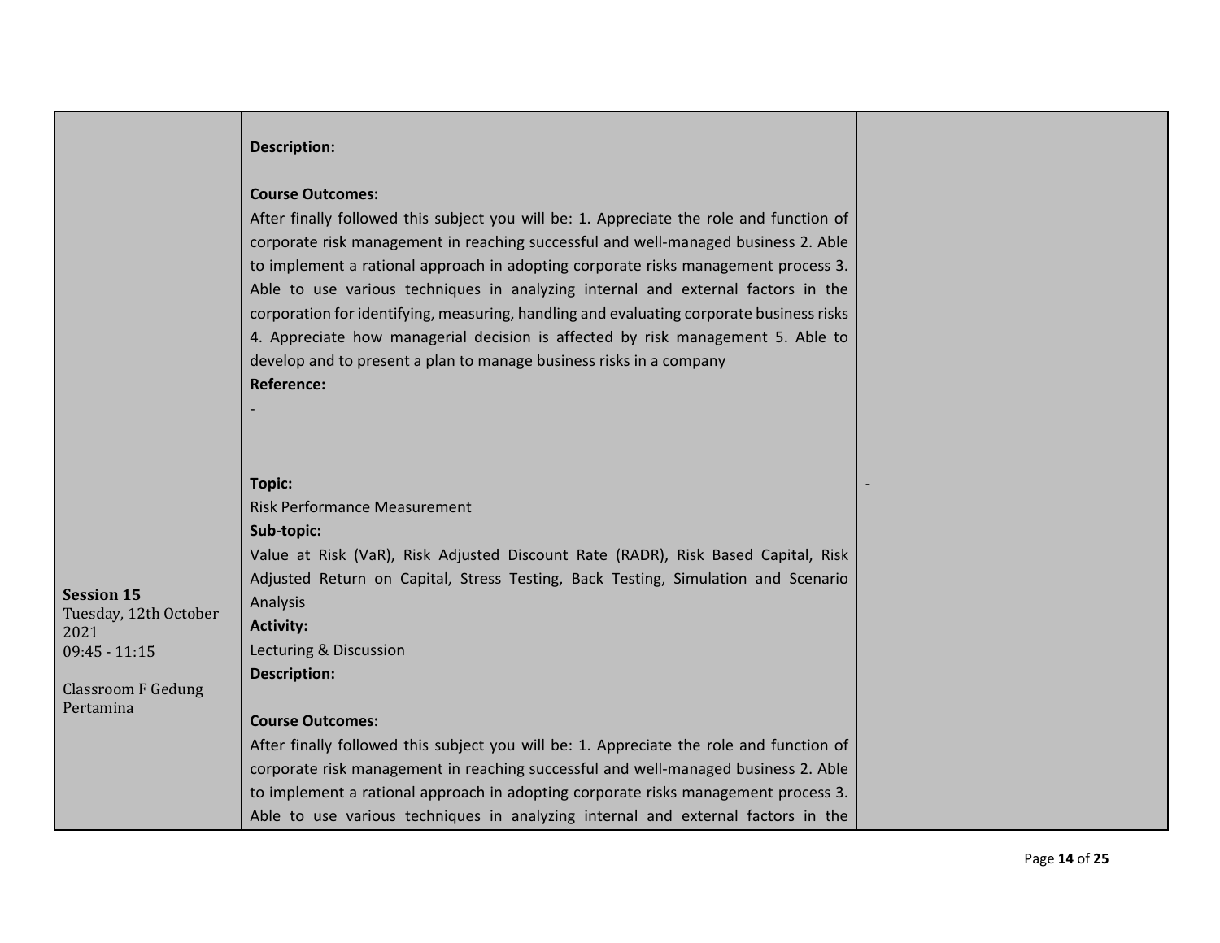| | | |
|---|---|---|
| | **Description:**<br><br>**Course Outcomes:**<br>After finally followed this subject you will be: 1. Appreciate the role and function of corporate risk management in reaching successful and well-managed business 2. Able to implement a rational approach in adopting corporate risks management process 3. Able to use various techniques in analyzing internal and external factors in the corporation for identifying, measuring, handling and evaluating corporate business risks 4. Appreciate how managerial decision is affected by risk management 5. Able to develop and to present a plan to manage business risks in a company<br>**Reference:**<br>- | |
| **Session 15**<br>Tuesday, 12th October 2021<br>09:45 - 11:15<br><br>Classroom F Gedung Pertamina | **Topic:**<br>Risk Performance Measurement<br>**Sub-topic:**<br>Value at Risk (VaR), Risk Adjusted Discount Rate (RADR), Risk Based Capital, Risk Adjusted Return on Capital, Stress Testing, Back Testing, Simulation and Scenario Analysis<br>**Activity:**<br>Lecturing & Discussion<br>**Description:**<br><br>**Course Outcomes:**<br>After finally followed this subject you will be: 1. Appreciate the role and function of corporate risk management in reaching successful and well-managed business 2. Able to implement a rational approach in adopting corporate risks management process 3. Able to use various techniques in analyzing internal and external factors in the | - |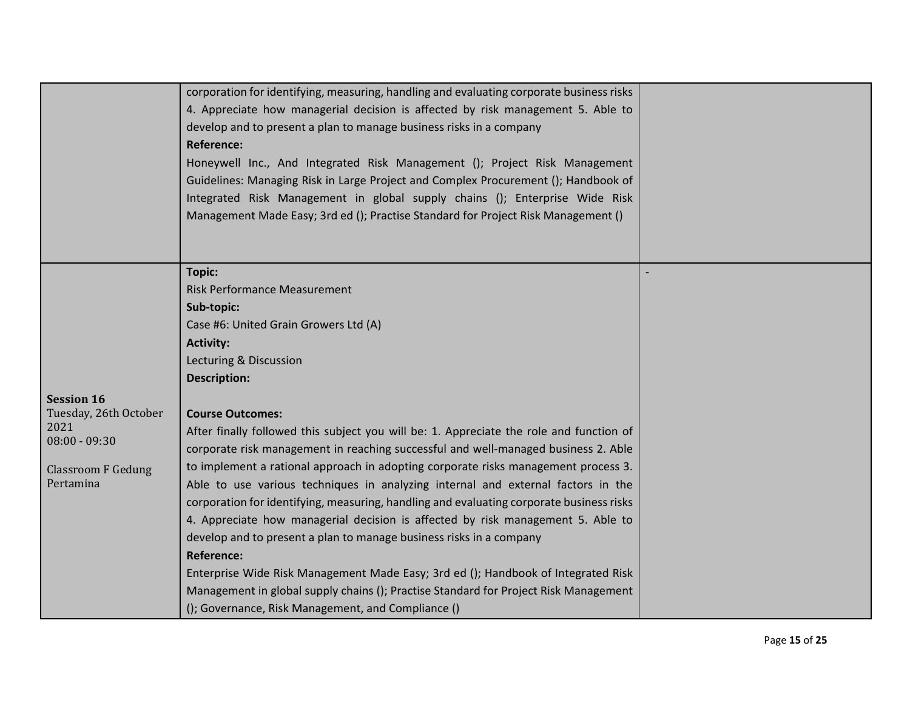| | | |
|---|---|---|
| | corporation for identifying, measuring, handling and evaluating corporate business risks 4. Appreciate how managerial decision is affected by risk management 5. Able to develop and to present a plan to manage business risks in a company<br>**Reference:**<br>Honeywell Inc., And Integrated Risk Management (); Project Risk Management Guidelines: Managing Risk in Large Project and Complex Procurement (); Handbook of Integrated Risk Management in global supply chains (); Enterprise Wide Risk Management Made Easy; 3rd ed (); Practise Standard for Project Risk Management () | |
| **Session 16**<br>Tuesday, 26th October 2021<br>08:00 - 09:30<br><br>Classroom F Gedung Pertamina | **Topic:**<br>Risk Performance Measurement<br>**Sub-topic:**<br>Case #6: United Grain Growers Ltd (A)<br>**Activity:**<br>Lecturing & Discussion<br>**Description:**<br><br>**Course Outcomes:**<br>After finally followed this subject you will be: 1. Appreciate the role and function of corporate risk management in reaching successful and well-managed business 2. Able to implement a rational approach in adopting corporate risks management process 3. Able to use various techniques in analyzing internal and external factors in the corporation for identifying, measuring, handling and evaluating corporate business risks 4. Appreciate how managerial decision is affected by risk management 5. Able to develop and to present a plan to manage business risks in a company<br>**Reference:**<br>Enterprise Wide Risk Management Made Easy; 3rd ed (); Handbook of Integrated Risk Management in global supply chains (); Practise Standard for Project Risk Management (); Governance, Risk Management, and Compliance () | - |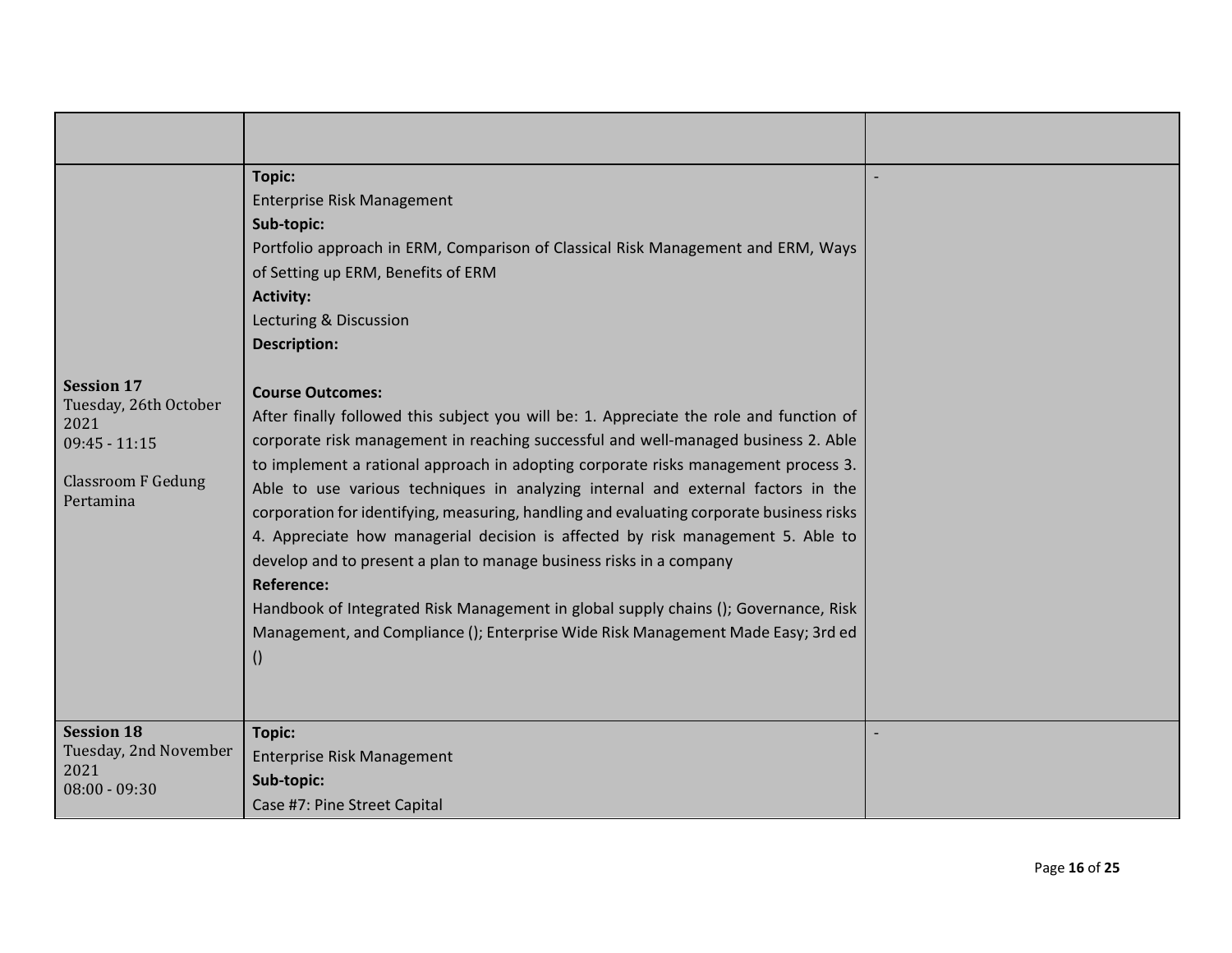| | | |
|---|---|---|
| **Session 17**<br>Tuesday, 26th October 2021<br>09:45 - 11:15<br><br>Classroom F Gedung Pertamina | **Topic:**<br>Enterprise Risk Management<br>**Sub-topic:**<br>Portfolio approach in ERM, Comparison of Classical Risk Management and ERM, Ways of Setting up ERM, Benefits of ERM<br>**Activity:**<br>Lecturing & Discussion<br>**Description:**<br><br>**Course Outcomes:**<br>After finally followed this subject you will be: 1. Appreciate the role and function of corporate risk management in reaching successful and well-managed business 2. Able to implement a rational approach in adopting corporate risks management process 3. Able to use various techniques in analyzing internal and external factors in the corporation for identifying, measuring, handling and evaluating corporate business risks 4. Appreciate how managerial decision is affected by risk management 5. Able to develop and to present a plan to manage business risks in a company<br>**Reference:**<br>Handbook of Integrated Risk Management in global supply chains (); Governance, Risk Management, and Compliance (); Enterprise Wide Risk Management Made Easy; 3rd ed () | - |
| **Session 18**<br>Tuesday, 2nd November 2021<br>08:00 - 09:30 | **Topic:**<br>Enterprise Risk Management<br>**Sub-topic:**<br>Case #7: Pine Street Capital | - |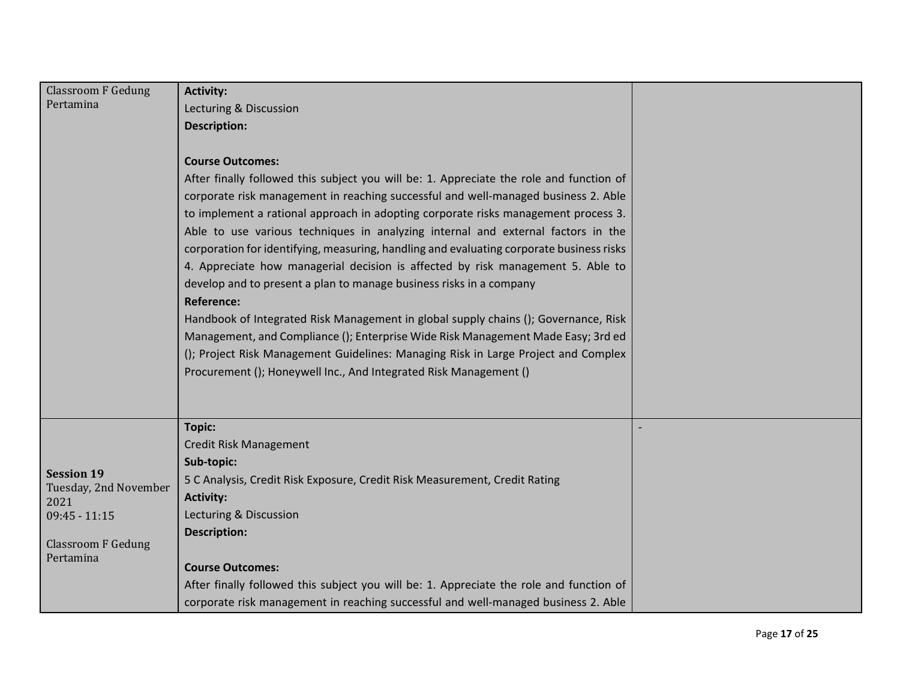| | | |
|---|---|---|
| Classroom F Gedung Pertamina | **Activity:**<br>Lecturing & Discussion<br>**Description:**<br><br>**Course Outcomes:**<br>After finally followed this subject you will be: 1. Appreciate the role and function of corporate risk management in reaching successful and well-managed business 2. Able to implement a rational approach in adopting corporate risks management process 3. Able to use various techniques in analyzing internal and external factors in the corporation for identifying, measuring, handling and evaluating corporate business risks 4. Appreciate how managerial decision is affected by risk management 5. Able to develop and to present a plan to manage business risks in a company<br>**Reference:**<br>Handbook of Integrated Risk Management in global supply chains (); Governance, Risk Management, and Compliance (); Enterprise Wide Risk Management Made Easy; 3rd ed (); Project Risk Management Guidelines: Managing Risk in Large Project and Complex Procurement (); Honeywell Inc., And Integrated Risk Management () | |
| **Session 19**<br>Tuesday, 2nd November 2021<br>09:45 - 11:15<br><br>Classroom F Gedung Pertamina | **Topic:**<br>Credit Risk Management<br>**Sub-topic:**<br>5 C Analysis, Credit Risk Exposure, Credit Risk Measurement, Credit Rating<br>**Activity:**<br>Lecturing & Discussion<br>**Description:**<br><br>**Course Outcomes:**<br>After finally followed this subject you will be: 1. Appreciate the role and function of corporate risk management in reaching successful and well-managed business 2. Able | - |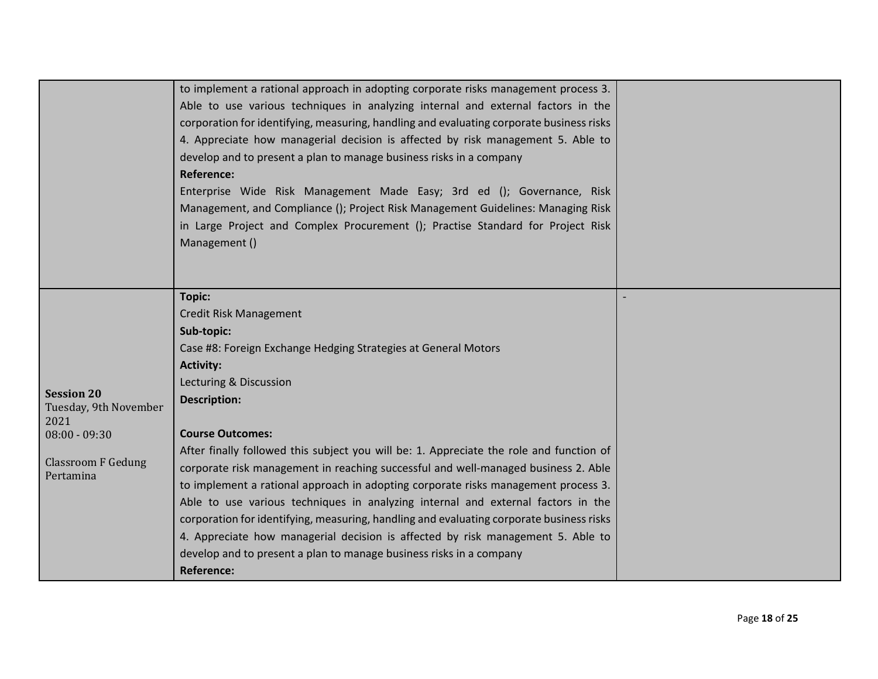| | | |
|---|---|---|
| | to implement a rational approach in adopting corporate risks management process 3. Able to use various techniques in analyzing internal and external factors in the corporation for identifying, measuring, handling and evaluating corporate business risks 4. Appreciate how managerial decision is affected by risk management 5. Able to develop and to present a plan to manage business risks in a company<br>**Reference:**<br>Enterprise Wide Risk Management Made Easy; 3rd ed (); Governance, Risk Management, and Compliance (); Project Risk Management Guidelines: Managing Risk in Large Project and Complex Procurement (); Practise Standard for Project Risk Management () | |
| **Session 20**<br>Tuesday, 9th November 2021<br>08:00 - 09:30<br><br>Classroom F Gedung Pertamina | **Topic:**<br>Credit Risk Management<br>**Sub-topic:**<br>Case #8: Foreign Exchange Hedging Strategies at General Motors<br>**Activity:**<br>Lecturing & Discussion<br>**Description:**<br><br>**Course Outcomes:**<br>After finally followed this subject you will be: 1. Appreciate the role and function of corporate risk management in reaching successful and well-managed business 2. Able to implement a rational approach in adopting corporate risks management process 3. Able to use various techniques in analyzing internal and external factors in the corporation for identifying, measuring, handling and evaluating corporate business risks 4. Appreciate how managerial decision is affected by risk management 5. Able to develop and to present a plan to manage business risks in a company<br>**Reference:** | - |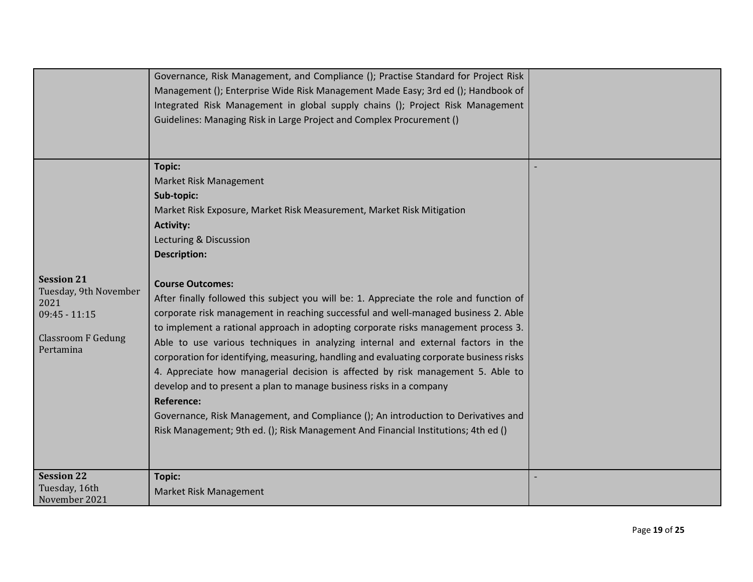| | | |
|---|---|---|
| | Governance, Risk Management, and Compliance (); Practise Standard for Project Risk Management (); Enterprise Wide Risk Management Made Easy; 3rd ed (); Handbook of Integrated Risk Management in global supply chains (); Project Risk Management Guidelines: Managing Risk in Large Project and Complex Procurement () | |
| **Session 21**<br>Tuesday, 9th November 2021<br>09:45 - 11:15<br><br>Classroom F Gedung Pertamina | **Topic:**<br>Market Risk Management<br>**Sub-topic:**<br>Market Risk Exposure, Market Risk Measurement, Market Risk Mitigation<br>**Activity:**<br>Lecturing & Discussion<br>**Description:**<br><br>**Course Outcomes:**<br>After finally followed this subject you will be: 1. Appreciate the role and function of corporate risk management in reaching successful and well-managed business 2. Able to implement a rational approach in adopting corporate risks management process 3. Able to use various techniques in analyzing internal and external factors in the corporation for identifying, measuring, handling and evaluating corporate business risks 4. Appreciate how managerial decision is affected by risk management 5. Able to develop and to present a plan to manage business risks in a company<br>**Reference:**<br>Governance, Risk Management, and Compliance (); An introduction to Derivatives and Risk Management; 9th ed. (); Risk Management And Financial Institutions; 4th ed () | - |
| **Session 22**<br>Tuesday, 16th November 2021 | **Topic:**<br>Market Risk Management | - |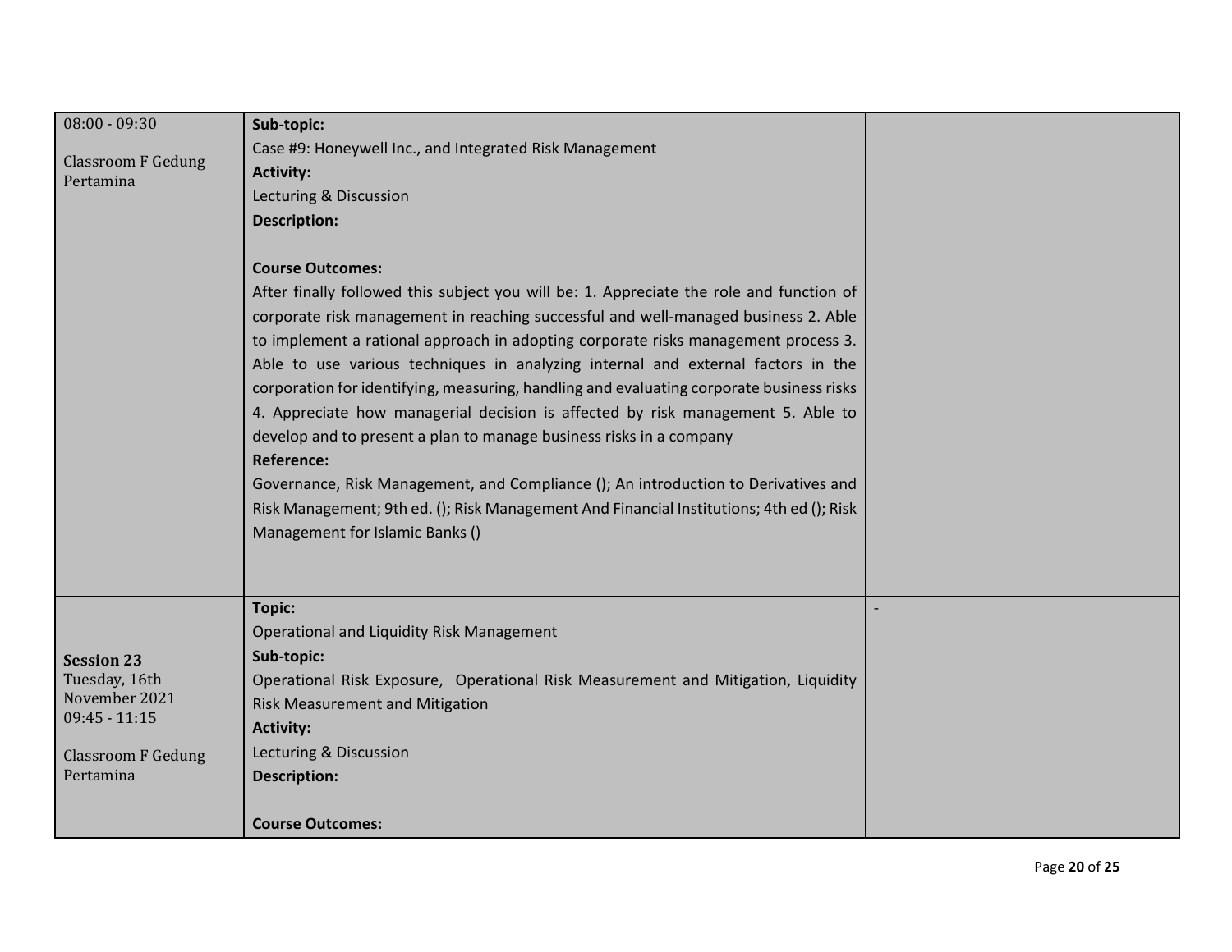| | | |
|---|---|---|
| 08:00 - 09:30<br><br>Classroom F Gedung Pertamina | **Sub-topic:**<br>Case #9: Honeywell Inc., and Integrated Risk Management<br>**Activity:**<br>Lecturing & Discussion<br>**Description:**<br><br>**Course Outcomes:**<br>After finally followed this subject you will be: 1. Appreciate the role and function of corporate risk management in reaching successful and well-managed business 2. Able to implement a rational approach in adopting corporate risks management process 3. Able to use various techniques in analyzing internal and external factors in the corporation for identifying, measuring, handling and evaluating corporate business risks 4. Appreciate how managerial decision is affected by risk management 5. Able to develop and to present a plan to manage business risks in a company<br>**Reference:**<br>Governance, Risk Management, and Compliance (); An introduction to Derivatives and Risk Management; 9th ed. (); Risk Management And Financial Institutions; 4th ed (); Risk Management for Islamic Banks () | |
| **Session 23**<br>Tuesday, 16th November 2021<br>09:45 - 11:15<br><br>Classroom F Gedung Pertamina | **Topic:**<br>Operational and Liquidity Risk Management<br>**Sub-topic:**<br>Operational Risk Exposure, Operational Risk Measurement and Mitigation, Liquidity Risk Measurement and Mitigation<br>**Activity:**<br>Lecturing & Discussion<br>**Description:**<br><br>**Course Outcomes:** | - |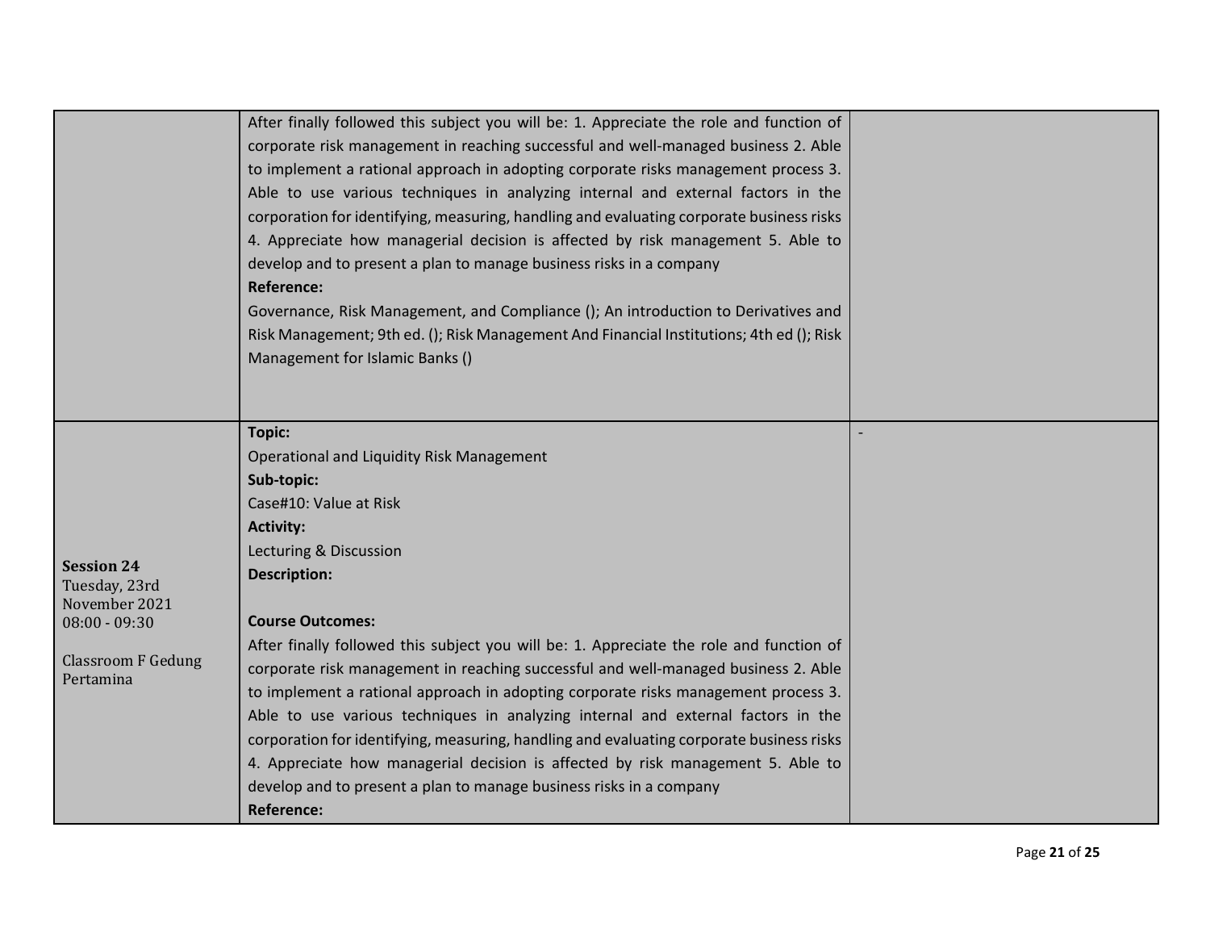| | | |
|---|---|---|
| | After finally followed this subject you will be: 1. Appreciate the role and function of corporate risk management in reaching successful and well-managed business 2. Able to implement a rational approach in adopting corporate risks management process 3. Able to use various techniques in analyzing internal and external factors in the corporation for identifying, measuring, handling and evaluating corporate business risks 4. Appreciate how managerial decision is affected by risk management 5. Able to develop and to present a plan to manage business risks in a company<br>**Reference:**<br>Governance, Risk Management, and Compliance (); An introduction to Derivatives and Risk Management; 9th ed. (); Risk Management And Financial Institutions; 4th ed (); Risk Management for Islamic Banks () | |
| **Session 24**<br>Tuesday, 23rd November 2021<br>08:00 - 09:30<br><br>Classroom F Gedung Pertamina | **Topic:**<br>Operational and Liquidity Risk Management<br>**Sub-topic:**<br>Case#10: Value at Risk<br>**Activity:**<br>Lecturing & Discussion<br>**Description:**<br><br>**Course Outcomes:**<br>After finally followed this subject you will be: 1. Appreciate the role and function of corporate risk management in reaching successful and well-managed business 2. Able to implement a rational approach in adopting corporate risks management process 3. Able to use various techniques in analyzing internal and external factors in the corporation for identifying, measuring, handling and evaluating corporate business risks 4. Appreciate how managerial decision is affected by risk management 5. Able to develop and to present a plan to manage business risks in a company<br>**Reference:** | - |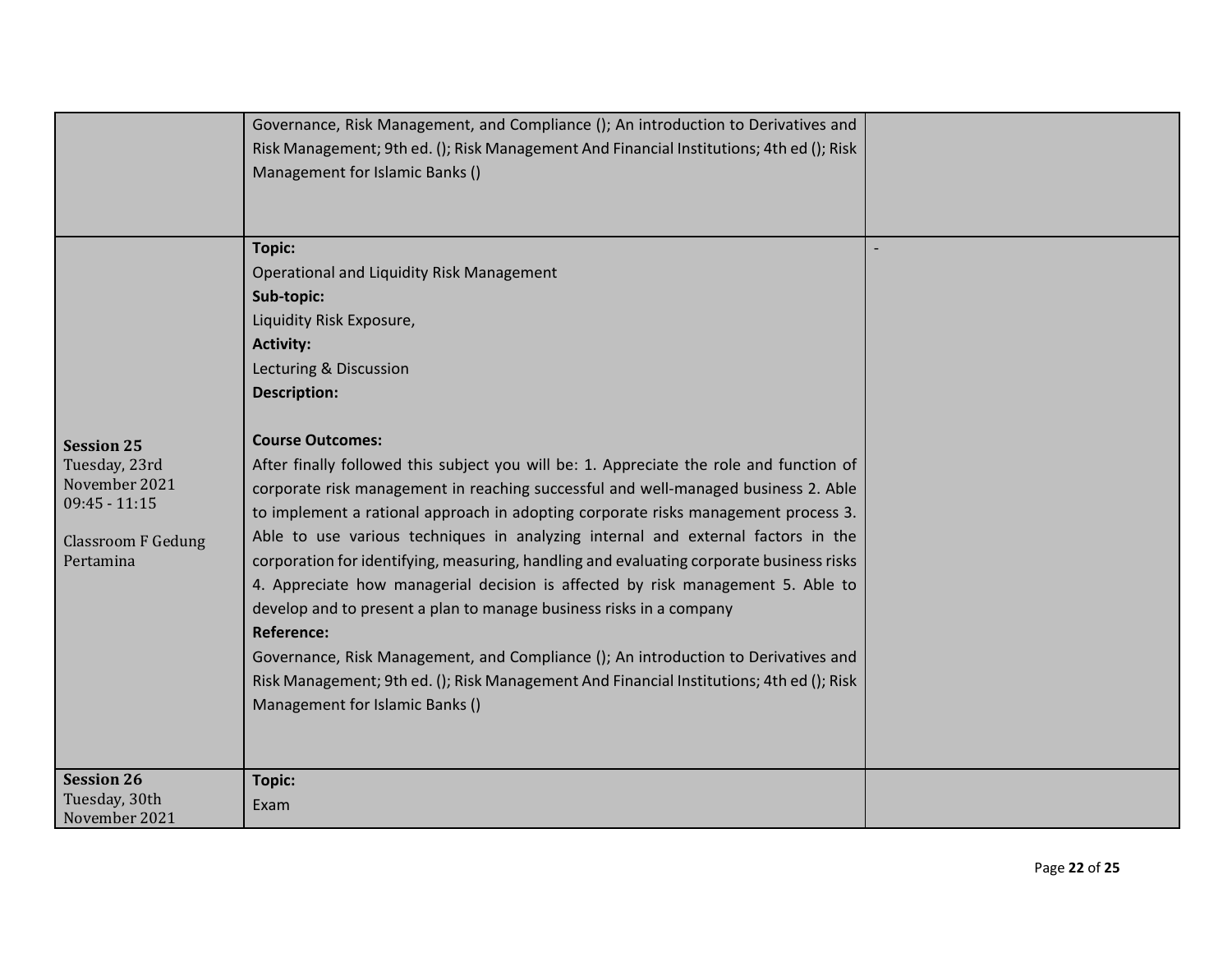| | | |
|---|---|---|
| | Governance, Risk Management, and Compliance (); An introduction to Derivatives and Risk Management; 9th ed. (); Risk Management And Financial Institutions; 4th ed (); Risk Management for Islamic Banks () | |
| **Session 25**<br>Tuesday, 23rd November 2021<br>09:45 - 11:15<br><br>Classroom F Gedung Pertamina | **Topic:**<br>Operational and Liquidity Risk Management<br>**Sub-topic:**<br>Liquidity Risk Exposure,<br>**Activity:**<br>Lecturing & Discussion<br>**Description:**<br><br>**Course Outcomes:**<br>After finally followed this subject you will be: 1. Appreciate the role and function of corporate risk management in reaching successful and well-managed business 2. Able to implement a rational approach in adopting corporate risks management process 3. Able to use various techniques in analyzing internal and external factors in the corporation for identifying, measuring, handling and evaluating corporate business risks 4. Appreciate how managerial decision is affected by risk management 5. Able to develop and to present a plan to manage business risks in a company<br>**Reference:**<br>Governance, Risk Management, and Compliance (); An introduction to Derivatives and Risk Management; 9th ed. (); Risk Management And Financial Institutions; 4th ed (); Risk Management for Islamic Banks () | - |
| **Session 26**<br>Tuesday, 30th November 2021 | **Topic:**<br>Exam | |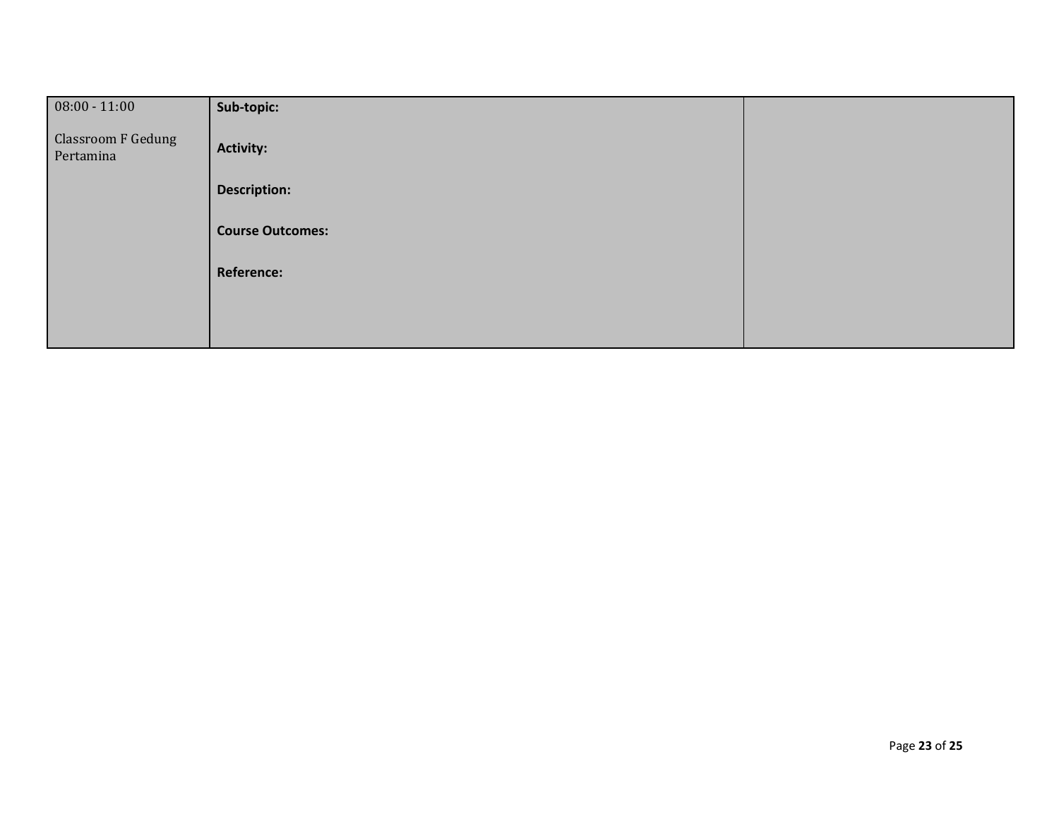| | | |
|---|---|---|
| 08:00 - 11:00<br><br>Classroom F Gedung Pertamina | **Sub-topic:**<br><br>**Activity:**<br><br>**Description:**<br><br>**Course Outcomes:**<br><br>**Reference:** | |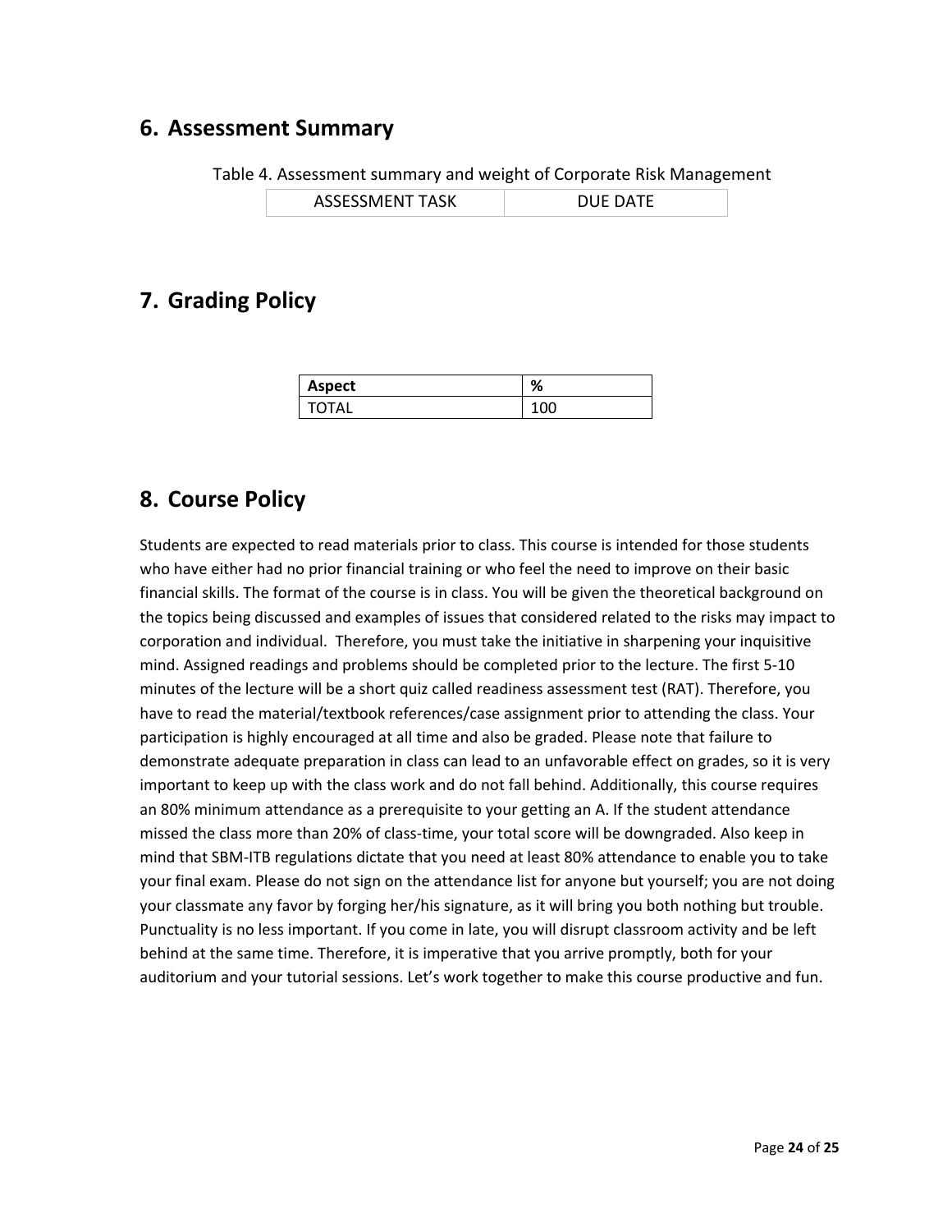## 6. Assessment Summary

Table 4. Assessment summary and weight of Corporate Risk Management

| ASSESSMENT TASK | DUE DATE |
| --- | --- |

## 7. Grading Policy

| Aspect | % |
| --- | --- |
| TOTAL | 100 |

## 8. Course Policy

Students are expected to read materials prior to class. This course is intended for those students who have either had no prior financial training or who feel the need to improve on their basic financial skills. The format of the course is in class. You will be given the theoretical background on the topics being discussed and examples of issues that considered related to the risks may impact to corporation and individual. Therefore, you must take the initiative in sharpening your inquisitive mind. Assigned readings and problems should be completed prior to the lecture. The first 5-10 minutes of the lecture will be a short quiz called readiness assessment test (RAT). Therefore, you have to read the material/textbook references/case assignment prior to attending the class. Your participation is highly encouraged at all time and also be graded. Please note that failure to demonstrate adequate preparation in class can lead to an unfavorable effect on grades, so it is very important to keep up with the class work and do not fall behind. Additionally, this course requires an 80% minimum attendance as a prerequisite to your getting an A. If the student attendance missed the class more than 20% of class-time, your total score will be downgraded. Also keep in mind that SBM-ITB regulations dictate that you need at least 80% attendance to enable you to take your final exam. Please do not sign on the attendance list for anyone but yourself; you are not doing your classmate any favor by forging her/his signature, as it will bring you both nothing but trouble. Punctuality is no less important. If you come in late, you will disrupt classroom activity and be left behind at the same time. Therefore, it is imperative that you arrive promptly, both for your auditorium and your tutorial sessions. Let's work together to make this course productive and fun.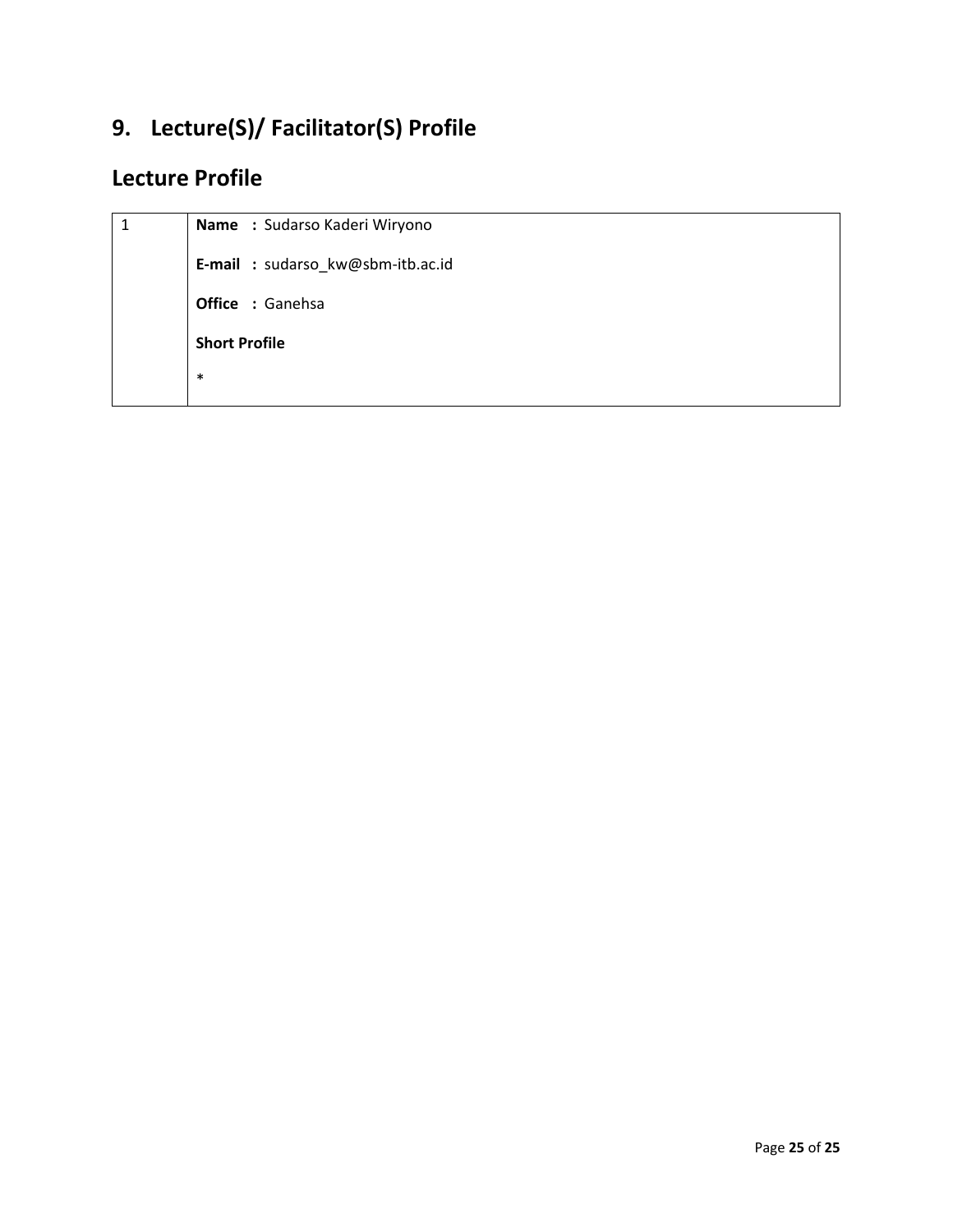# 9. Lecture(S)/ Facilitator(S) Profile

## Lecture Profile

| | |
|---|---|
| 1 | **Name** : Sudarso Kaderi Wiryono<br><br>**E-mail** : sudarso_kw@sbm-itb.ac.id<br><br>**Office** : Ganehsa<br><br>**Short Profile**<br><br>* |